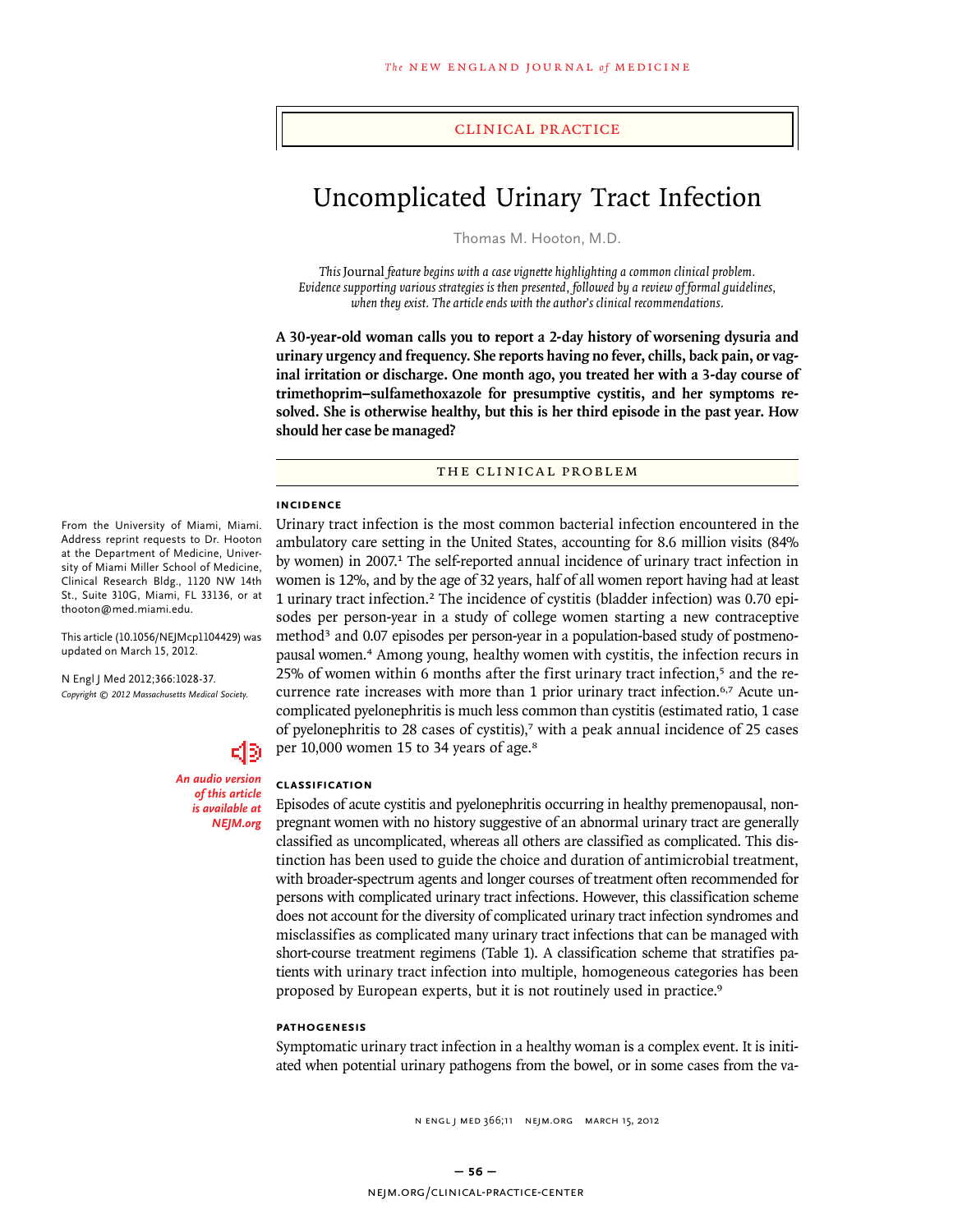CLINICAL PRACTICE

# Uncomplicated Urinary Tract Infection

Thomas M. Hooton, M.D.

*This* Journal *feature begins with a case vignette highlighting a common clinical problem. Evidence supporting various strategies is then presented, followed by a review of formal guidelines, when they exist. The article ends with the author's clinical recommendations.*

**A 30-year-old woman calls you to report a 2-day history of worsening dysuria and urinary urgency and frequency. She reports having no fever, chills, back pain, or vaginal irritation or discharge. One month ago, you treated her with a 3-day course of trimethoprim–sulfamethoxazole for presumptive cystitis, and her symptoms resolved. She is otherwise healthy, but this is her third episode in the past year. How should her case be managed?**

From the University of Miami, Miami. Address reprint requests to Dr. Hooton at the Department of Medicine, University of Miami Miller School of Medicine, Clinical Research Bldg., 1120 NW 14th St., Suite 310G, Miami, FL 33136, or at thooton@med.miami.edu.

This article (10.1056/NEJMcp1104429) was updated on March 15, 2012.

N Engl J Med 2012;366:1028-37.
*Copyright © 2012 Massachusetts Medical Society.*

***An audio version of this article is available at NEJM.org***

## THE CLINICAL PROBLEM

### INCIDENCE

Urinary tract infection is the most common bacterial infection encountered in the ambulatory care setting in the United States, accounting for 8.6 million visits (84% by women) in 2007.[1] The self-reported annual incidence of urinary tract infection in women is 12%, and by the age of 32 years, half of all women report having had at least 1 urinary tract infection.[2] The incidence of cystitis (bladder infection) was 0.70 episodes per person-year in a study of college women starting a new contraceptive method[3] and 0.07 episodes per person-year in a population-based study of postmenopausal women.[4] Among young, healthy women with cystitis, the infection recurs in 25% of women within 6 months after the first urinary tract infection,[5] and the recurrence rate increases with more than 1 prior urinary tract infection.[6,7] Acute uncomplicated pyelonephritis is much less common than cystitis (estimated ratio, 1 case of pyelonephritis to 28 cases of cystitis),[7] with a peak annual incidence of 25 cases per 10,000 women 15 to 34 years of age.[8]

### CLASSIFICATION

Episodes of acute cystitis and pyelonephritis occurring in healthy premenopausal, nonpregnant women with no history suggestive of an abnormal urinary tract are generally classified as uncomplicated, whereas all others are classified as complicated. This distinction has been used to guide the choice and duration of antimicrobial treatment, with broader-spectrum agents and longer courses of treatment often recommended for persons with complicated urinary tract infections. However, this classification scheme does not account for the diversity of complicated urinary tract infection syndromes and misclassifies as complicated many urinary tract infections that can be managed with short-course treatment regimens (Table 1). A classification scheme that stratifies patients with urinary tract infection into multiple, homogeneous categories has been proposed by European experts, but it is not routinely used in practice.[9]

### PATHOGENESIS

Symptomatic urinary tract infection in a healthy woman is a complex event. It is initiated when potential urinary pathogens from the bowel, or in some cases from the va-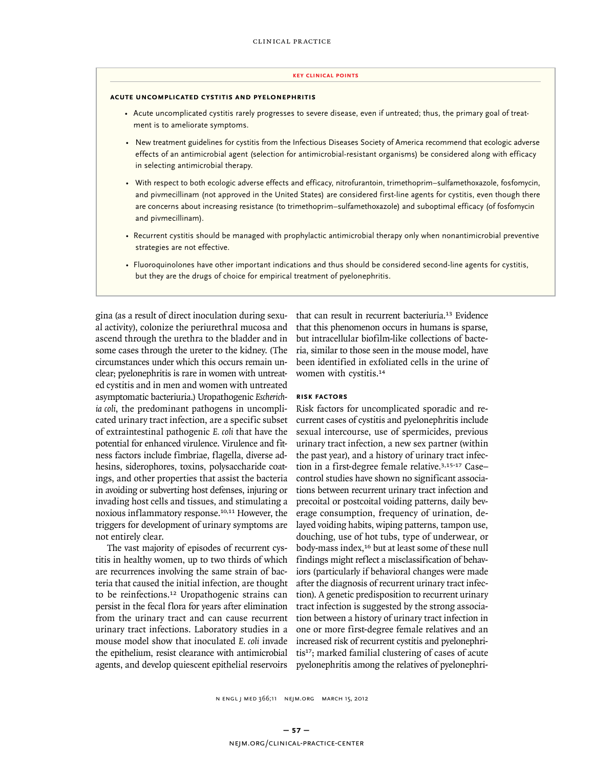### KEY CLINICAL POINTS

#### ACUTE UNCOMPLICATED CYSTITIS AND PYELONEPHRITIS

- Acute uncomplicated cystitis rarely progresses to severe disease, even if untreated; thus, the primary goal of treatment is to ameliorate symptoms.
- New treatment guidelines for cystitis from the Infectious Diseases Society of America recommend that ecologic adverse effects of an antimicrobial agent (selection for antimicrobial-resistant organisms) be considered along with efficacy in selecting antimicrobial therapy.
- With respect to both ecologic adverse effects and efficacy, nitrofurantoin, trimethoprim–sulfamethoxazole, fosfomycin, and pivmecillinam (not approved in the United States) are considered first-line agents for cystitis, even though there are concerns about increasing resistance (to trimethoprim–sulfamethoxazole) and suboptimal efficacy (of fosfomycin and pivmecillinam).
- Recurrent cystitis should be managed with prophylactic antimicrobial therapy only when nonantimicrobial preventive strategies are not effective.
- Fluoroquinolones have other important indications and thus should be considered second-line agents for cystitis, but they are the drugs of choice for empirical treatment of pyelonephritis.

gina (as a result of direct inoculation during sexual activity), colonize the periurethral mucosa and ascend through the urethra to the bladder and in some cases through the ureter to the kidney. (The circumstances under which this occurs remain unclear; pyelonephritis is rare in women with untreated cystitis and in men and women with untreated asymptomatic bacteriuria.) Uropathogenic *Escherichia coli*, the predominant pathogens in uncomplicated urinary tract infection, are a specific subset of extraintestinal pathogenic *E. coli* that have the potential for enhanced virulence. Virulence and fitness factors include fimbriae, flagella, diverse adhesins, siderophores, toxins, polysaccharide coatings, and other properties that assist the bacteria in avoiding or subverting host defenses, injuring or invading host cells and tissues, and stimulating a noxious inflammatory response.[10,11] However, the triggers for development of urinary symptoms are not entirely clear.

The vast majority of episodes of recurrent cystitis in healthy women, up to two thirds of which are recurrences involving the same strain of bacteria that caused the initial infection, are thought to be reinfections.[12] Uropathogenic strains can persist in the fecal flora for years after elimination from the urinary tract and can cause recurrent urinary tract infections. Laboratory studies in a mouse model show that inoculated *E. coli* invade the epithelium, resist clearance with antimicrobial agents, and develop quiescent epithelial reservoirs that can result in recurrent bacteriuria.[13] Evidence that this phenomenon occurs in humans is sparse, but intracellular biofilm-like collections of bacteria, similar to those seen in the mouse model, have been identified in exfoliated cells in the urine of women with cystitis.[14]

#### RISK FACTORS

Risk factors for uncomplicated sporadic and recurrent cases of cystitis and pyelonephritis include sexual intercourse, use of spermicides, previous urinary tract infection, a new sex partner (within the past year), and a history of urinary tract infection in a first-degree female relative.[3,15-17] Case–control studies have shown no significant associations between recurrent urinary tract infection and precoital or postcoital voiding patterns, daily beverage consumption, frequency of urination, delayed voiding habits, wiping patterns, tampon use, douching, use of hot tubs, type of underwear, or body-mass index,[16] but at least some of these null findings might reflect a misclassification of behaviors (particularly if behavioral changes were made after the diagnosis of recurrent urinary tract infection). A genetic predisposition to recurrent urinary tract infection is suggested by the strong association between a history of urinary tract infection in one or more first-degree female relatives and an increased risk of recurrent cystitis and pyelonephritis[17]; marked familial clustering of cases of acute pyelonephritis among the relatives of pyelonephri-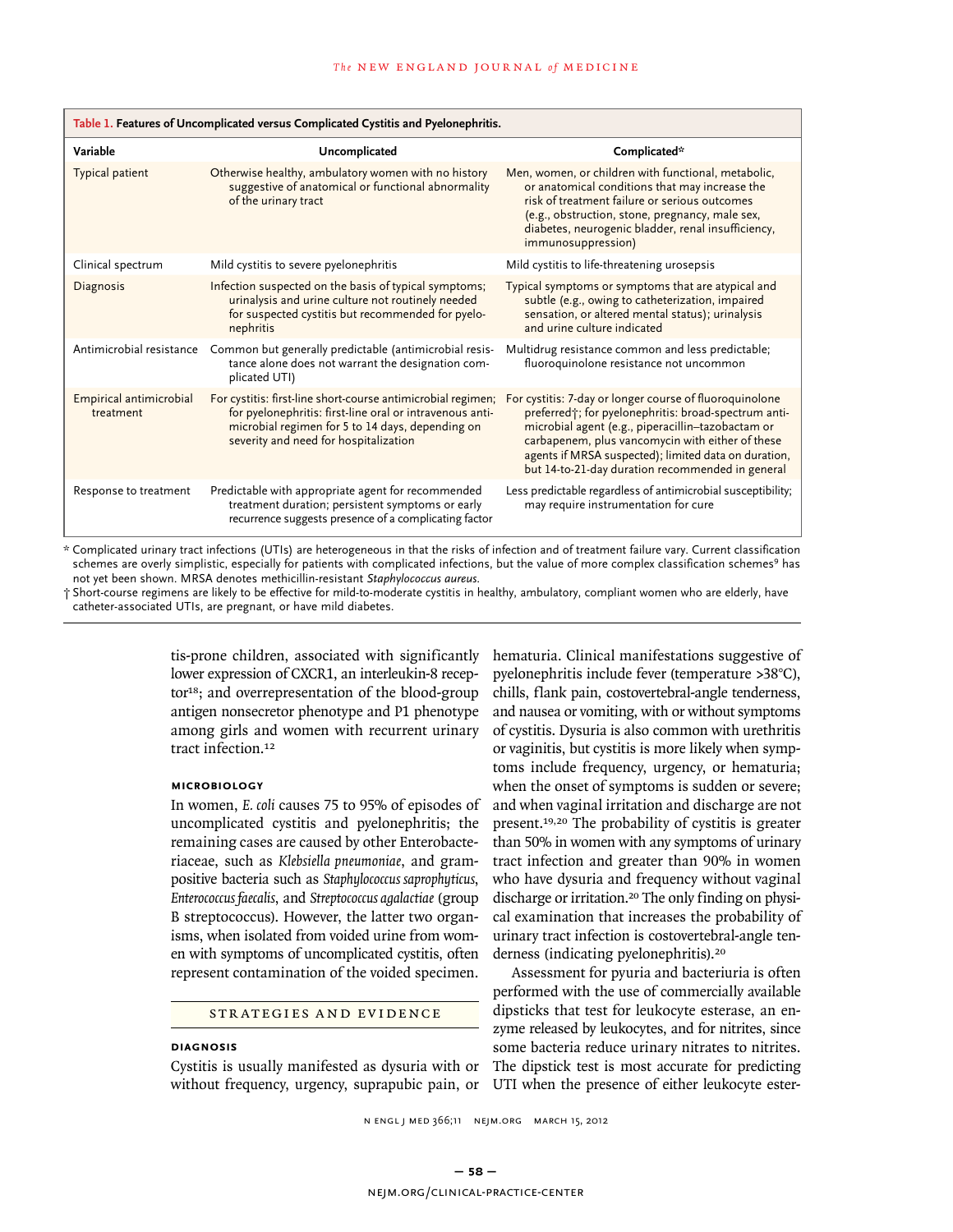**Table 1. Features of Uncomplicated versus Complicated Cystitis and Pyelonephritis.**

| Variable | Uncomplicated | Complicated* |
|---|---|---|
| Typical patient | Otherwise healthy, ambulatory women with no history suggestive of anatomical or functional abnormality of the urinary tract | Men, women, or children with functional, metabolic, or anatomical conditions that may increase the risk of treatment failure or serious outcomes (e.g., obstruction, stone, pregnancy, male sex, diabetes, neurogenic bladder, renal insufficiency, immunosuppression) |
| Clinical spectrum | Mild cystitis to severe pyelonephritis | Mild cystitis to life-threatening urosepsis |
| Diagnosis | Infection suspected on the basis of typical symptoms; urinalysis and urine culture not routinely needed for suspected cystitis but recommended for pyelonephritis | Typical symptoms or symptoms that are atypical and subtle (e.g., owing to catheterization, impaired sensation, or altered mental status); urinalysis and urine culture indicated |
| Antimicrobial resistance | Common but generally predictable (antimicrobial resistance alone does not warrant the designation complicated UTI) | Multidrug resistance common and less predictable; fluoroquinolone resistance not uncommon |
| Empirical antimicrobial treatment | For cystitis: first-line short-course antimicrobial regimen; for pyelonephritis: first-line oral or intravenous antimicrobial regimen for 5 to 14 days, depending on severity and need for hospitalization | For cystitis: 7-day or longer course of fluoroquinolone preferred†; for pyelonephritis: broad-spectrum antimicrobial agent (e.g., piperacillin–tazobactam or carbapenem, plus vancomycin with either of these agents if MRSA suspected); limited data on duration, but 14-to-21-day duration recommended in general |
| Response to treatment | Predictable with appropriate agent for recommended treatment duration; persistent symptoms or early recurrence suggests presence of a complicating factor | Less predictable regardless of antimicrobial susceptibility; may require instrumentation for cure |

\* Complicated urinary tract infections (UTIs) are heterogeneous in that the risks of infection and of treatment failure vary. Current classification schemes are overly simplistic, especially for patients with complicated infections, but the value of more complex classification schemes[9] has not yet been shown. MRSA denotes methicillin-resistant *Staphylococcus aureus*.

† Short-course regimens are likely to be effective for mild-to-moderate cystitis in healthy, ambulatory, compliant women who are elderly, have catheter-associated UTIs, are pregnant, or have mild diabetes.

tis-prone children, associated with significantly lower expression of CXCR1, an interleukin-8 receptor[18]; and overrepresentation of the blood-group antigen nonsecretor phenotype and P1 phenotype among girls and women with recurrent urinary tract infection.[12]

### MICROBIOLOGY

In women, *E. coli* causes 75 to 95% of episodes of uncomplicated cystitis and pyelonephritis; the remaining cases are caused by other Enterobacteriaceae, such as *Klebsiella pneumoniae*, and gram-positive bacteria such as *Staphylococcus saprophyticus*, *Enterococcus faecalis*, and *Streptococcus agalactiae* (group B streptococcus). However, the latter two organisms, when isolated from voided urine from women with symptoms of uncomplicated cystitis, often represent contamination of the voided specimen.

## STRATEGIES AND EVIDENCE

### DIAGNOSIS

Cystitis is usually manifested as dysuria with or without frequency, urgency, suprapubic pain, or hematuria. Clinical manifestations suggestive of pyelonephritis include fever (temperature >38°C), chills, flank pain, costovertebral-angle tenderness, and nausea or vomiting, with or without symptoms of cystitis. Dysuria is also common with urethritis or vaginitis, but cystitis is more likely when symptoms include frequency, urgency, or hematuria; when the onset of symptoms is sudden or severe; and when vaginal irritation and discharge are not present.[19,20] The probability of cystitis is greater than 50% in women with any symptoms of urinary tract infection and greater than 90% in women who have dysuria and frequency without vaginal discharge or irritation.[20] The only finding on physical examination that increases the probability of urinary tract infection is costovertebral-angle tenderness (indicating pyelonephritis).[20]

Assessment for pyuria and bacteriuria is often performed with the use of commercially available dipsticks that test for leukocyte esterase, an enzyme released by leukocytes, and for nitrites, since some bacteria reduce urinary nitrates to nitrites. The dipstick test is most accurate for predicting UTI when the presence of either leukocyte ester-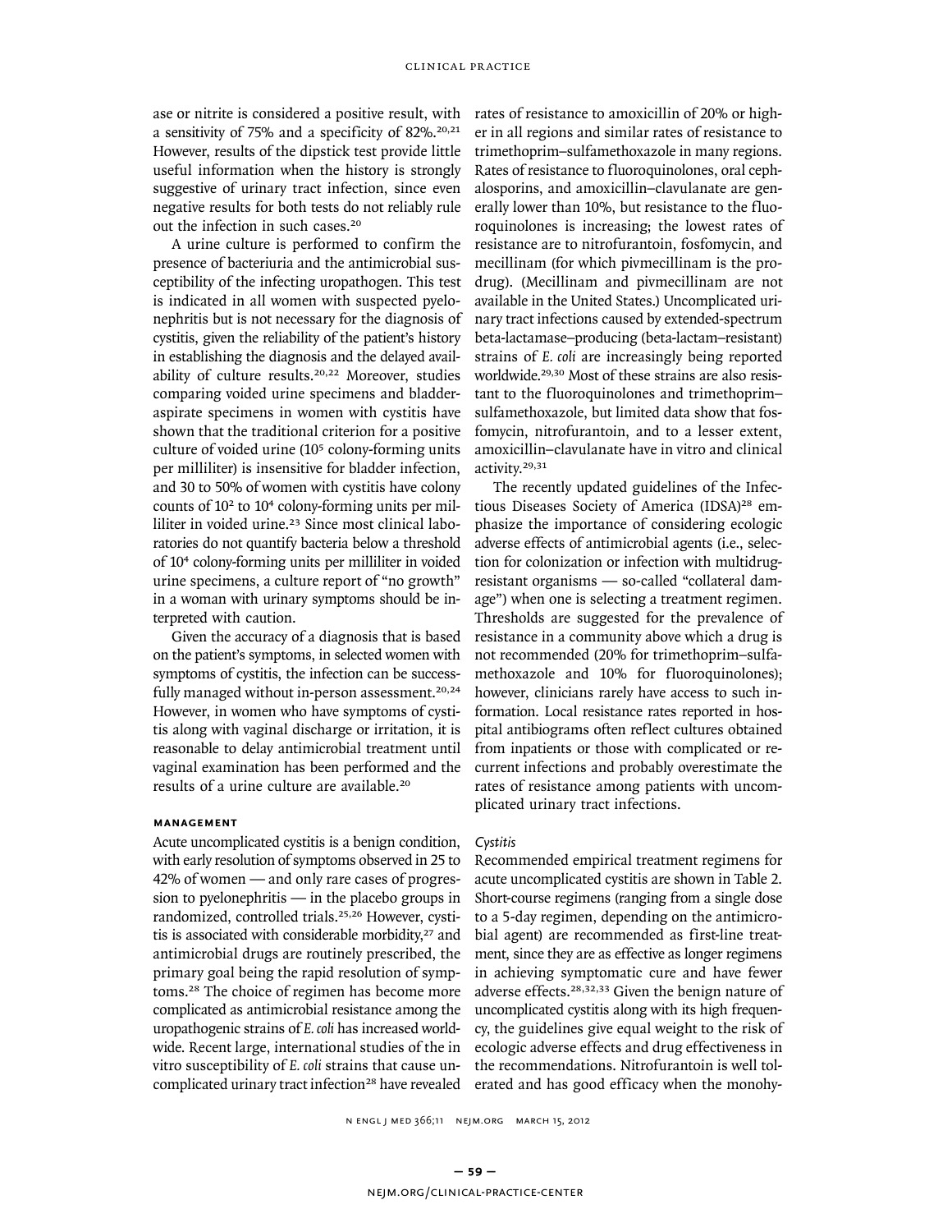ase or nitrite is considered a positive result, with a sensitivity of 75% and a specificity of 82%.[20,21] However, results of the dipstick test provide little useful information when the history is strongly suggestive of urinary tract infection, since even negative results for both tests do not reliably rule out the infection in such cases.[20]

A urine culture is performed to confirm the presence of bacteriuria and the antimicrobial susceptibility of the infecting uropathogen. This test is indicated in all women with suspected pyelonephritis but is not necessary for the diagnosis of cystitis, given the reliability of the patient's history in establishing the diagnosis and the delayed availability of culture results.[20,22] Moreover, studies comparing voided urine specimens and bladder-aspirate specimens in women with cystitis have shown that the traditional criterion for a positive culture of voided urine ($10^5$ colony-forming units per milliliter) is insensitive for bladder infection, and 30 to 50% of women with cystitis have colony counts of $10^2$ to $10^4$ colony-forming units per milliliter in voided urine.[23] Since most clinical laboratories do not quantify bacteria below a threshold of $10^4$ colony-forming units per milliliter in voided urine specimens, a culture report of "no growth" in a woman with urinary symptoms should be interpreted with caution.

Given the accuracy of a diagnosis that is based on the patient's symptoms, in selected women with symptoms of cystitis, the infection can be successfully managed without in-person assessment.[20,24] However, in women who have symptoms of cystitis along with vaginal discharge or irritation, it is reasonable to delay antimicrobial treatment until vaginal examination has been performed and the results of a urine culture are available.[20]

## MANAGEMENT

Acute uncomplicated cystitis is a benign condition, with early resolution of symptoms observed in 25 to 42% of women — and only rare cases of progression to pyelonephritis — in the placebo groups in randomized, controlled trials.[25,26] However, cystitis is associated with considerable morbidity,[27] and antimicrobial drugs are routinely prescribed, the primary goal being the rapid resolution of symptoms.[28] The choice of regimen has become more complicated as antimicrobial resistance among the uropathogenic strains of *E. coli* has increased worldwide. Recent large, international studies of the in vitro susceptibility of *E. coli* strains that cause uncomplicated urinary tract infection[28] have revealed rates of resistance to amoxicillin of 20% or higher in all regions and similar rates of resistance to trimethoprim–sulfamethoxazole in many regions. Rates of resistance to fluoroquinolones, oral cephalosporins, and amoxicillin–clavulanate are generally lower than 10%, but resistance to the fluoroquinolones is increasing; the lowest rates of resistance are to nitrofurantoin, fosfomycin, and mecillinam (for which pivmecillinam is the prodrug). (Mecillinam and pivmecillinam are not available in the United States.) Uncomplicated urinary tract infections caused by extended-spectrum beta-lactamase–producing (beta-lactam–resistant) strains of *E. coli* are increasingly being reported worldwide.[29,30] Most of these strains are also resistant to the fluoroquinolones and trimethoprim–sulfamethoxazole, but limited data show that fosfomycin, nitrofurantoin, and to a lesser extent, amoxicillin–clavulanate have in vitro and clinical activity.[29,31]

The recently updated guidelines of the Infectious Diseases Society of America (IDSA)[28] emphasize the importance of considering ecologic adverse effects of antimicrobial agents (i.e., selection for colonization or infection with multidrug-resistant organisms — so-called "collateral damage") when one is selecting a treatment regimen. Thresholds are suggested for the prevalence of resistance in a community above which a drug is not recommended (20% for trimethoprim–sulfamethoxazole and 10% for fluoroquinolones); however, clinicians rarely have access to such information. Local resistance rates reported in hospital antibiograms often reflect cultures obtained from inpatients or those with complicated or recurrent infections and probably overestimate the rates of resistance among patients with uncomplicated urinary tract infections.

### *Cystitis*

Recommended empirical treatment regimens for acute uncomplicated cystitis are shown in Table 2. Short-course regimens (ranging from a single dose to a 5-day regimen, depending on the antimicrobial agent) are recommended as first-line treatment, since they are as effective as longer regimens in achieving symptomatic cure and have fewer adverse effects.[28,32,33] Given the benign nature of uncomplicated cystitis along with its high frequency, the guidelines give equal weight to the risk of ecologic adverse effects and drug effectiveness in the recommendations. Nitrofurantoin is well tolerated and has good efficacy when the monohy-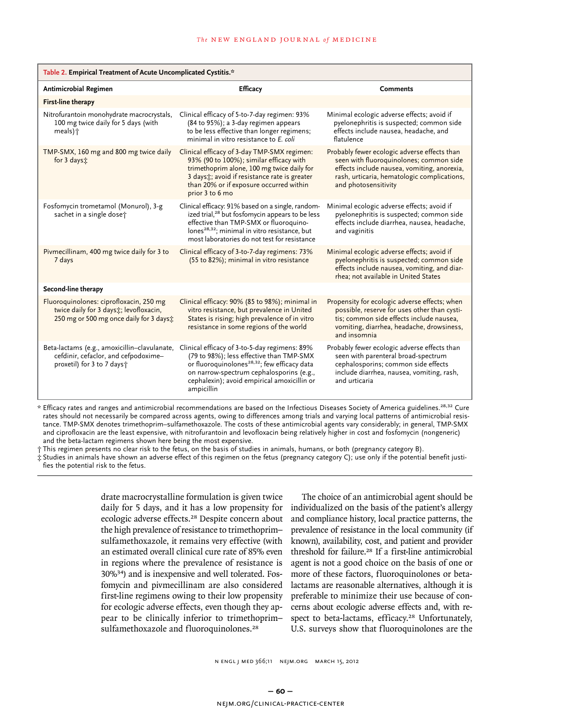**Table 2. Empirical Treatment of Acute Uncomplicated Cystitis.***

| Antimicrobial Regimen | Efficacy | Comments |
|---|---|---|
| **First-line therapy** | | |
| Nitrofurantoin monohydrate macrocrystals, 100 mg twice daily for 5 days (with meals)† | Clinical efficacy of 5-to-7-day regimen: 93% (84 to 95%); a 3-day regimen appears to be less effective than longer regimens; minimal in vitro resistance to *E. coli* | Minimal ecologic adverse effects; avoid if pyelonephritis is suspected; common side effects include nausea, headache, and flatulence |
| TMP-SMX, 160 mg and 800 mg twice daily for 3 days‡ | Clinical efficacy of 3-day TMP-SMX regimen: 93% (90 to 100%); similar efficacy with trimethoprim alone, 100 mg twice daily for 3 days‡; avoid if resistance rate is greater than 20% or if exposure occurred within prior 3 to 6 mo | Probably fewer ecologic adverse effects than seen with fluoroquinolones; common side effects include nausea, vomiting, anorexia, rash, urticaria, hematologic complications, and photosensitivity |
| Fosfomycin trometamol (Monurol), 3-g sachet in a single dose† | Clinical efficacy: 91% based on a single, randomized trial,[28] but fosfomycin appears to be less effective than TMP-SMX or fluoroquinolones[28,32]; minimal in vitro resistance, but most laboratories do not test for resistance | Minimal ecologic adverse effects; avoid if pyelonephritis is suspected; common side effects include diarrhea, nausea, headache, and vaginitis |
| Pivmecillinam, 400 mg twice daily for 3 to 7 days | Clinical efficacy of 3-to-7-day regimens: 73% (55 to 82%); minimal in vitro resistance | Minimal ecologic adverse effects; avoid if pyelonephritis is suspected; common side effects include nausea, vomiting, and diarrhea; not available in United States |
| **Second-line therapy** | | |
| Fluoroquinolones: ciprofloxacin, 250 mg twice daily for 3 days‡; levofloxacin, 250 mg or 500 mg once daily for 3 days‡ | Clinical efficacy: 90% (85 to 98%); minimal in vitro resistance, but prevalence in United States is rising; high prevalence of in vitro resistance in some regions of the world | Propensity for ecologic adverse effects; when possible, reserve for uses other than cystitis; common side effects include nausea, vomiting, diarrhea, headache, drowsiness, and insomnia |
| Beta-lactams (e.g., amoxicillin–clavulanate, cefdinir, cefaclor, and cefpodoxime–proxetil) for 3 to 7 days† | Clinical efficacy of 3-to-5-day regimens: 89% (79 to 98%); less effective than TMP-SMX or fluoroquinolones[28,32]; few efficacy data on narrow-spectrum cephalosporins (e.g., cephalexin); avoid empirical amoxicillin or ampicillin | Probably fewer ecologic adverse effects than seen with parenteral broad-spectrum cephalosporins; common side effects include diarrhea, nausea, vomiting, rash, and urticaria |

\* Efficacy rates and ranges and antimicrobial recommendations are based on the Infectious Diseases Society of America guidelines.[28,32] Cure rates should not necessarily be compared across agents, owing to differences among trials and varying local patterns of antimicrobial resistance. TMP-SMX denotes trimethoprim–sulfamethoxazole. The costs of these antimicrobial agents vary considerably; in general, TMP-SMX and ciprofloxacin are the least expensive, with nitrofurantoin and levofloxacin being relatively higher in cost and fosfomycin (nongeneric) and the beta-lactam regimens shown here being the most expensive.

† This regimen presents no clear risk to the fetus, on the basis of studies in animals, humans, or both (pregnancy category B).

‡ Studies in animals have shown an adverse effect of this regimen on the fetus (pregnancy category C); use only if the potential benefit justifies the potential risk to the fetus.

drate macrocrystalline formulation is given twice daily for 5 days, and it has a low propensity for ecologic adverse effects.[28] Despite concern about the high prevalence of resistance to trimethoprim–sulfamethoxazole, it remains very effective (with an estimated overall clinical cure rate of 85% even in regions where the prevalence of resistance is 30%[34]) and is inexpensive and well tolerated. Fosfomycin and pivmecillinam are also considered first-line regimens owing to their low propensity for ecologic adverse effects, even though they appear to be clinically inferior to trimethoprim–sulfamethoxazole and fluoroquinolones.[28]

The choice of an antimicrobial agent should be individualized on the basis of the patient's allergy and compliance history, local practice patterns, the prevalence of resistance in the local community (if known), availability, cost, and patient and provider threshold for failure.[28] If a first-line antimicrobial agent is not a good choice on the basis of one or more of these factors, fluoroquinolones or beta-lactams are reasonable alternatives, although it is preferable to minimize their use because of concerns about ecologic adverse effects and, with respect to beta-lactams, efficacy.[28] Unfortunately, U.S. surveys show that fluoroquinolones are the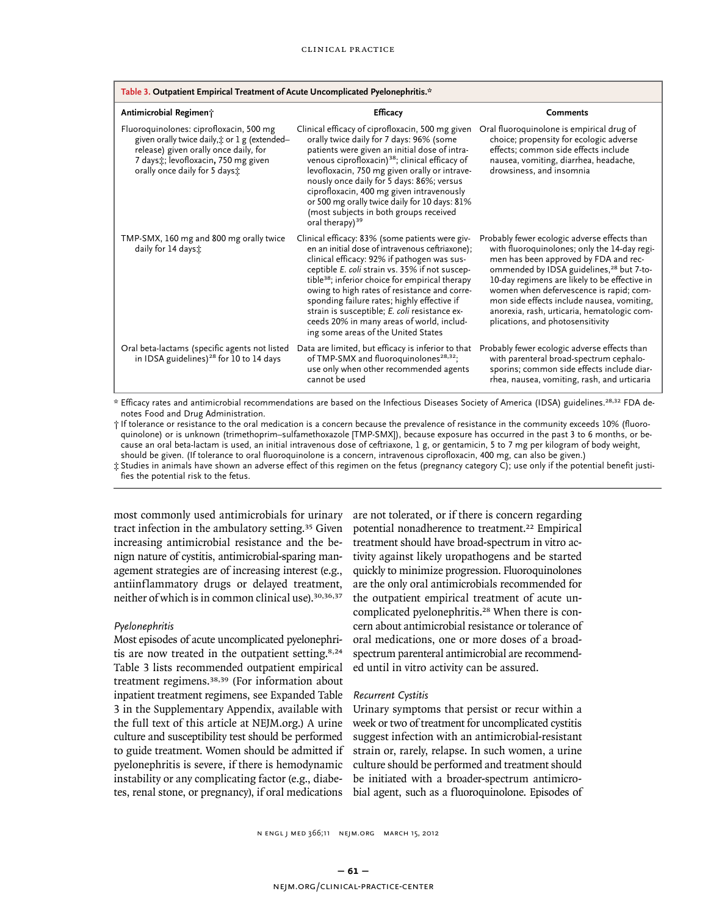**Table 3. Outpatient Empirical Treatment of Acute Uncomplicated Pyelonephritis.***

| Antimicrobial Regimen† | Efficacy | Comments |
|---|---|---|
| Fluoroquinolones: ciprofloxacin, 500 mg given orally twice daily,‡ or 1 g (extended-release) given orally once daily, for 7 days‡; levofloxacin, 750 mg given orally once daily for 5 days‡ | Clinical efficacy of ciprofloxacin, 500 mg given orally twice daily for 7 days: 96% (some patients were given an initial dose of intravenous ciprofloxacin)[38]; clinical efficacy of levofloxacin, 750 mg given orally or intravenously once daily for 5 days: 86%; versus ciprofloxacin, 400 mg given intravenously or 500 mg orally twice daily for 10 days: 81% (most subjects in both groups received oral therapy)[39] | Oral fluoroquinolone is empirical drug of choice; propensity for ecologic adverse effects; common side effects include nausea, vomiting, diarrhea, headache, drowsiness, and insomnia |
| TMP-SMX, 160 mg and 800 mg orally twice daily for 14 days‡ | Clinical efficacy: 83% (some patients were given an initial dose of intravenous ceftriaxone); clinical efficacy: 92% if pathogen was susceptible *E. coli* strain vs. 35% if not susceptible[38]; inferior choice for empirical therapy owing to high rates of resistance and corresponding failure rates; highly effective if strain is susceptible; *E. coli* resistance exceeds 20% in many areas of world, including some areas of the United States | Probably fewer ecologic adverse effects than with fluoroquinolones; only the 14-day regimen has been approved by FDA and recommended by IDSA guidelines,[28] but 7-to-10-day regimens are likely to be effective in women when defervescence is rapid; common side effects include nausea, vomiting, anorexia, rash, urticaria, hematologic complications, and photosensitivity |
| Oral beta-lactams (specific agents not listed in IDSA guidelines)[28] for 10 to 14 days | Data are limited, but efficacy is inferior to that of TMP-SMX and fluoroquinolones[28,32]; use only when other recommended agents cannot be used | Probably fewer ecologic adverse effects than with parenteral broad-spectrum cephalosporins; common side effects include diarrhea, nausea, vomiting, rash, and urticaria |

\* Efficacy rates and antimicrobial recommendations are based on the Infectious Diseases Society of America (IDSA) guidelines.[28,32] FDA denotes Food and Drug Administration.

† If tolerance or resistance to the oral medication is a concern because the prevalence of resistance in the community exceeds 10% (fluoroquinolone) or is unknown (trimethoprim–sulfamethoxazole [TMP-SMX]), because exposure has occurred in the past 3 to 6 months, or because an oral beta-lactam is used, an initial intravenous dose of ceftriaxone, 1 g, or gentamicin, 5 to 7 mg per kilogram of body weight, should be given. (If tolerance to oral fluoroquinolone is a concern, intravenous ciprofloxacin, 400 mg, can also be given.)

‡ Studies in animals have shown an adverse effect of this regimen on the fetus (pregnancy category C); use only if the potential benefit justifies the potential risk to the fetus.

most commonly used antimicrobials for urinary tract infection in the ambulatory setting.[35] Given increasing antimicrobial resistance and the benign nature of cystitis, antimicrobial-sparing management strategies are of increasing interest (e.g., antiinflammatory drugs or delayed treatment, neither of which is in common clinical use).[30,36,37]

*Pyelonephritis*

Most episodes of acute uncomplicated pyelonephritis are now treated in the outpatient setting.[8,24] Table 3 lists recommended outpatient empirical treatment regimens.[38,39] (For information about inpatient treatment regimens, see Expanded Table 3 in the Supplementary Appendix, available with the full text of this article at NEJM.org.) A urine culture and susceptibility test should be performed to guide treatment. Women should be admitted if pyelonephritis is severe, if there is hemodynamic instability or any complicating factor (e.g., diabetes, renal stone, or pregnancy), if oral medications are not tolerated, or if there is concern regarding potential nonadherence to treatment.[22] Empirical treatment should have broad-spectrum in vitro activity against likely uropathogens and be started quickly to minimize progression. Fluoroquinolones are the only oral antimicrobials recommended for the outpatient empirical treatment of acute uncomplicated pyelonephritis.[28] When there is concern about antimicrobial resistance or tolerance of oral medications, one or more doses of a broad-spectrum parenteral antimicrobial are recommended until in vitro activity can be assured.

*Recurrent Cystitis*

Urinary symptoms that persist or recur within a week or two of treatment for uncomplicated cystitis suggest infection with an antimicrobial-resistant strain or, rarely, relapse. In such women, a urine culture should be performed and treatment should be initiated with a broader-spectrum antimicrobial agent, such as a fluoroquinolone. Episodes of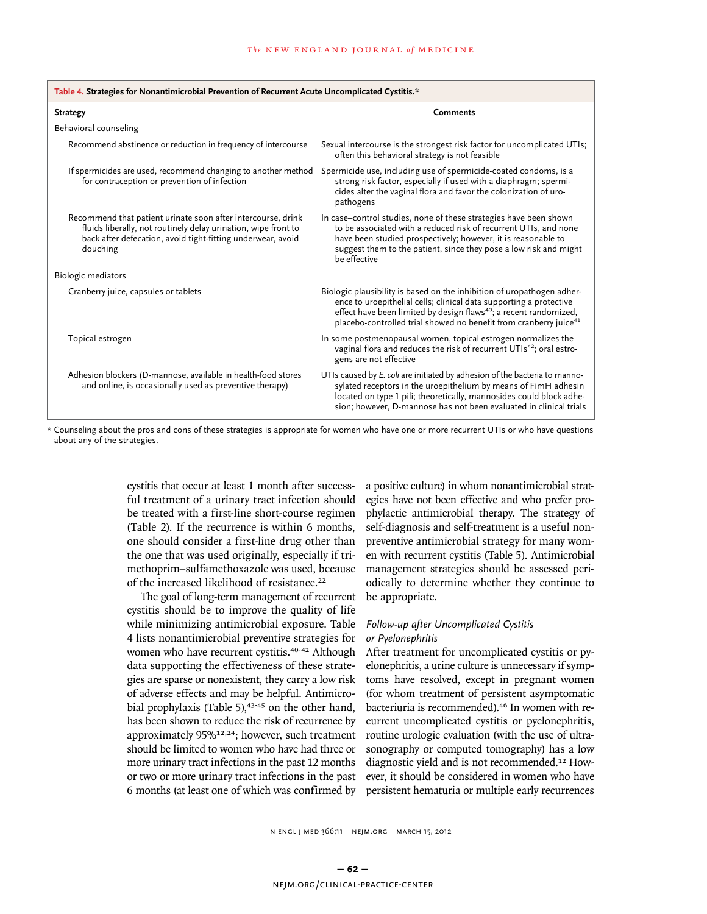**Table 4. Strategies for Nonantimicrobial Prevention of Recurrent Acute Uncomplicated Cystitis.***

| Strategy | Comments |
|---|---|
| Behavioral counseling | |
| Recommend abstinence or reduction in frequency of intercourse | Sexual intercourse is the strongest risk factor for uncomplicated UTIs; often this behavioral strategy is not feasible |
| If spermicides are used, recommend changing to another method for contraception or prevention of infection | Spermicide use, including use of spermicide-coated condoms, is a strong risk factor, especially if used with a diaphragm; spermicides alter the vaginal flora and favor the colonization of uropathogens |
| Recommend that patient urinate soon after intercourse, drink fluids liberally, not routinely delay urination, wipe front to back after defecation, avoid tight-fitting underwear, avoid douching | In case–control studies, none of these strategies have been shown to be associated with a reduced risk of recurrent UTIs, and none have been studied prospectively; however, it is reasonable to suggest them to the patient, since they pose a low risk and might be effective |
| Biologic mediators | |
| Cranberry juice, capsules or tablets | Biologic plausibility is based on the inhibition of uropathogen adherence to uroepithelial cells; clinical data supporting a protective effect have been limited by design flaws[40]; a recent randomized, placebo-controlled trial showed no benefit from cranberry juice[41] |
| Topical estrogen | In some postmenopausal women, topical estrogen normalizes the vaginal flora and reduces the risk of recurrent UTIs[42]; oral estrogens are not effective |
| Adhesion blockers (D-mannose, available in health-food stores and online, is occasionally used as preventive therapy) | UTIs caused by *E. coli* are initiated by adhesion of the bacteria to mannosylated receptors in the uroepithelium by means of FimH adhesin located on type 1 pili; theoretically, mannosides could block adhesion; however, D-mannose has not been evaluated in clinical trials |

\* Counseling about the pros and cons of these strategies is appropriate for women who have one or more recurrent UTIs or who have questions about any of the strategies.

cystitis that occur at least 1 month after successful treatment of a urinary tract infection should be treated with a first-line short-course regimen (Table 2). If the recurrence is within 6 months, one should consider a first-line drug other than the one that was used originally, especially if trimethoprim–sulfamethoxazole was used, because of the increased likelihood of resistance.[22]

The goal of long-term management of recurrent cystitis should be to improve the quality of life while minimizing antimicrobial exposure. Table 4 lists nonantimicrobial preventive strategies for women who have recurrent cystitis.[40-42] Although data supporting the effectiveness of these strategies are sparse or nonexistent, they carry a low risk of adverse effects and may be helpful. Antimicrobial prophylaxis (Table 5),[43-45] on the other hand, has been shown to reduce the risk of recurrence by approximately 95%[12,24]; however, such treatment should be limited to women who have had three or more urinary tract infections in the past 12 months or two or more urinary tract infections in the past 6 months (at least one of which was confirmed by a positive culture) in whom nonantimicrobial strategies have not been effective and who prefer prophylactic antimicrobial therapy. The strategy of self-diagnosis and self-treatment is a useful nonpreventive antimicrobial strategy for many women with recurrent cystitis (Table 5). Antimicrobial management strategies should be assessed periodically to determine whether they continue to be appropriate.

### *Follow-up after Uncomplicated Cystitis or Pyelonephritis*

After treatment for uncomplicated cystitis or pyelonephritis, a urine culture is unnecessary if symptoms have resolved, except in pregnant women (for whom treatment of persistent asymptomatic bacteriuria is recommended).[46] In women with recurrent uncomplicated cystitis or pyelonephritis, routine urologic evaluation (with the use of ultrasonography or computed tomography) has a low diagnostic yield and is not recommended.[12] However, it should be considered in women who have persistent hematuria or multiple early recurrences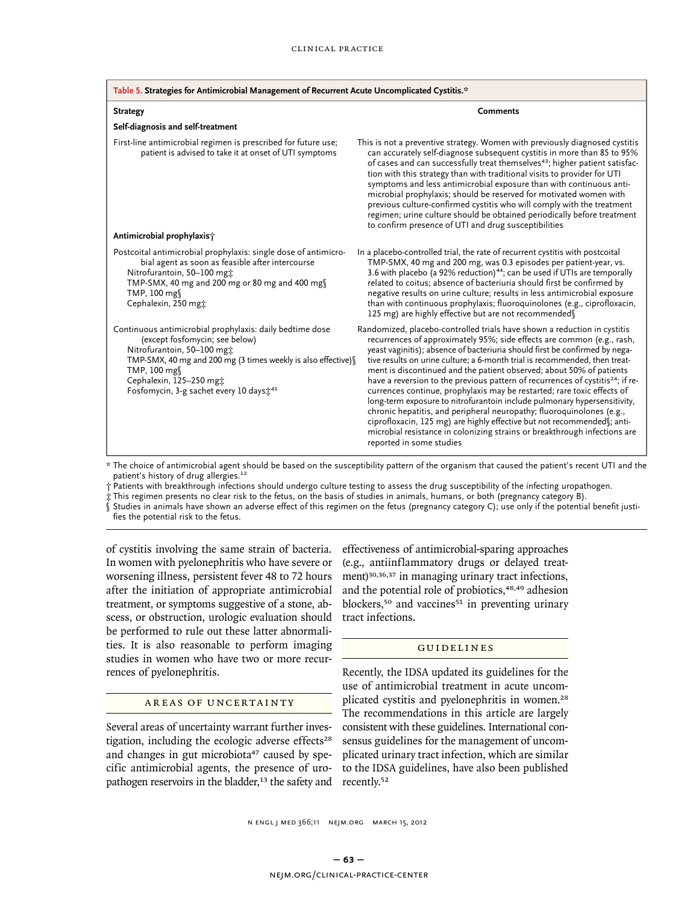**Table 5. Strategies for Antimicrobial Management of Recurrent Acute Uncomplicated Cystitis.***

| Strategy | Comments |
|---|---|
| **Self-diagnosis and self-treatment** | |
| First-line antimicrobial regimen is prescribed for future use; patient is advised to take it at onset of UTI symptoms | This is not a preventive strategy. Women with previously diagnosed cystitis can accurately self-diagnose subsequent cystitis in more than 85 to 95% of cases and can successfully treat themselves[43]; higher patient satisfaction with this strategy than with traditional visits to provider for UTI symptoms and less antimicrobial exposure than with continuous antimicrobial prophylaxis; should be reserved for motivated women with previous culture-confirmed cystitis who will comply with the treatment regimen; urine culture should be obtained periodically before treatment to confirm presence of UTI and drug susceptibilities |
| **Antimicrobial prophylaxis†** | |
| Postcoital antimicrobial prophylaxis: single dose of antimicrobial agent as soon as feasible after intercourse<br>Nitrofurantoin, 50–100 mg‡<br>TMP-SMX, 40 mg and 200 mg or 80 mg and 400 mg§<br>TMP, 100 mg§<br>Cephalexin, 250 mg‡ | In a placebo-controlled trial, the rate of recurrent cystitis with postcoital TMP-SMX, 40 mg and 200 mg, was 0.3 episodes per patient-year, vs. 3.6 with placebo (a 92% reduction)[44]; can be used if UTIs are temporally related to coitus; absence of bacteriuria should first be confirmed by negative results on urine culture; results in less antimicrobial exposure than with continuous prophylaxis; fluoroquinolones (e.g., ciprofloxacin, 125 mg) are highly effective but are not recommended§ |
| Continuous antimicrobial prophylaxis: daily bedtime dose (except fosfomycin; see below)<br>Nitrofurantoin, 50–100 mg‡<br>TMP-SMX, 40 mg and 200 mg (3 times weekly is also effective)§<br>TMP, 100 mg§<br>Cephalexin, 125–250 mg‡<br>Fosfomycin, 3-g sachet every 10 days‡[45] | Randomized, placebo-controlled trials have shown a reduction in cystitis recurrences of approximately 95%; side effects are common (e.g., rash, yeast vaginitis); absence of bacteriuria should first be confirmed by negative results on urine culture; a 6-month trial is recommended, then treatment is discontinued and the patient observed; about 50% of patients have a reversion to the previous pattern of recurrences of cystitis[24]; if recurrences continue, prophylaxis may be restarted; rare toxic effects of long-term exposure to nitrofurantoin include pulmonary hypersensitivity, chronic hepatitis, and peripheral neuropathy; fluoroquinolones (e.g., ciprofloxacin, 125 mg) are highly effective but not recommended§; antimicrobial resistance in colonizing strains or breakthrough infections are reported in some studies |

\* The choice of antimicrobial agent should be based on the susceptibility pattern of the organism that caused the patient's recent UTI and the patient's history of drug allergies.[12]

† Patients with breakthrough infections should undergo culture testing to assess the drug susceptibility of the infecting uropathogen.

‡ This regimen presents no clear risk to the fetus, on the basis of studies in animals, humans, or both (pregnancy category B).

§ Studies in animals have shown an adverse effect of this regimen on the fetus (pregnancy category C); use only if the potential benefit justifies the potential risk to the fetus.

of cystitis involving the same strain of bacteria. In women with pyelonephritis who have severe or worsening illness, persistent fever 48 to 72 hours after the initiation of appropriate antimicrobial treatment, or symptoms suggestive of a stone, abscess, or obstruction, urologic evaluation should be performed to rule out these latter abnormalities. It is also reasonable to perform imaging studies in women who have two or more recurrences of pyelonephritis.

## AREAS OF UNCERTAINTY

Several areas of uncertainty warrant further investigation, including the ecologic adverse effects[28] and changes in gut microbiota[47] caused by specific antimicrobial agents, the presence of uropathogen reservoirs in the bladder,[13] the safety and effectiveness of antimicrobial-sparing approaches (e.g., antiinflammatory drugs or delayed treatment)[30,36,37] in managing urinary tract infections, and the potential role of probiotics,[48,49] adhesion blockers,[50] and vaccines[51] in preventing urinary tract infections.

## GUIDELINES

Recently, the IDSA updated its guidelines for the use of antimicrobial treatment in acute uncomplicated cystitis and pyelonephritis in women.[28] The recommendations in this article are largely consistent with these guidelines. International consensus guidelines for the management of uncomplicated urinary tract infection, which are similar to the IDSA guidelines, have also been published recently.[52]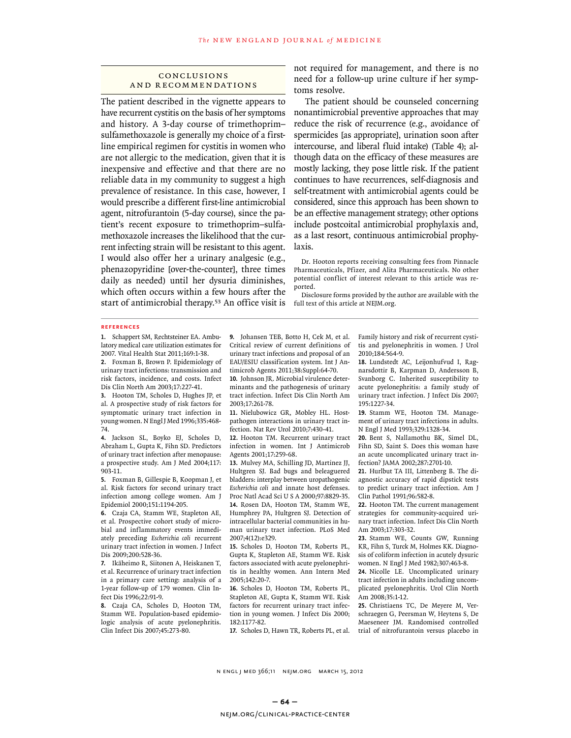## CONCLUSIONS AND RECOMMENDATIONS

The patient described in the vignette appears to have recurrent cystitis on the basis of her symptoms and history. A 3-day course of trimethoprim–sulfamethoxazole is generally my choice of a first-line empirical regimen for cystitis in women who are not allergic to the medication, given that it is inexpensive and effective and that there are no reliable data in my community to suggest a high prevalence of resistance. In this case, however, I would prescribe a different first-line antimicrobial agent, nitrofurantoin (5-day course), since the patient's recent exposure to trimethoprim–sulfamethoxazole increases the likelihood that the current infecting strain will be resistant to this agent. I would also offer her a urinary analgesic (e.g., phenazopyridine [over-the-counter], three times daily as needed) until her dysuria diminishes, which often occurs within a few hours after the start of antimicrobial therapy.[53] An office visit is not required for management, and there is no need for a follow-up urine culture if her symptoms resolve.

The patient should be counseled concerning nonantimicrobial preventive approaches that may reduce the risk of recurrence (e.g., avoidance of spermicides [as appropriate], urination soon after intercourse, and liberal fluid intake) (Table 4); although data on the efficacy of these measures are mostly lacking, they pose little risk. If the patient continues to have recurrences, self-diagnosis and self-treatment with antimicrobial agents could be considered, since this approach has been shown to be an effective management strategy; other options include postcoital antimicrobial prophylaxis and, as a last resort, continuous antimicrobial prophylaxis.

Dr. Hooton reports receiving consulting fees from Pinnacle Pharmaceuticals, Pfizer, and Alita Pharmaceuticals. No other potential conflict of interest relevant to this article was reported.

Disclosure forms provided by the author are available with the full text of this article at NEJM.org.

## REFERENCES

1. Schappert SM, Rechtsteiner EA. Ambulatory medical care utilization estimates for 2007. Vital Health Stat 2011;169:1-38.
2. Foxman B, Brown P. Epidemiology of urinary tract infections: transmission and risk factors, incidence, and costs. Infect Dis Clin North Am 2003;17:227-41.
3. Hooton TM, Scholes D, Hughes JP, et al. A prospective study of risk factors for symptomatic urinary tract infection in young women. N Engl J Med 1996;335:468-74.
4. Jackson SL, Boyko EJ, Scholes D, Abraham L, Gupta K, Fihn SD. Predictors of urinary tract infection after menopause: a prospective study. Am J Med 2004;117:903-11.
5. Foxman B, Gillespie B, Koopman J, et al. Risk factors for second urinary tract infection among college women. Am J Epidemiol 2000;151:1194-205.
6. Czaja CA, Stamm WE, Stapleton AE, et al. Prospective cohort study of microbial and inflammatory events immediately preceding *Escherichia coli* recurrent urinary tract infection in women. J Infect Dis 2009;200:528-36.
7. Ikäheimo R, Siitonen A, Heiskanen T, et al. Recurrence of urinary tract infection in a primary care setting: analysis of a 1-year follow-up of 179 women. Clin Infect Dis 1996;22:91-9.
8. Czaja CA, Scholes D, Hooton TM, Stamm WE. Population-based epidemiologic analysis of acute pyelonephritis. Clin Infect Dis 2007;45:273-80.
9. Johansen TEB, Botto H, Cek M, et al. Critical review of current definitions of urinary tract infections and proposal of an EAU/ESIU classification system. Int J Antimicrob Agents 2011;38:Suppl:64-70.
10. Johnson JR. Microbial virulence determinants and the pathogenesis of urinary tract infection. Infect Dis Clin North Am 2003;17:261-78.
11. Nielubowicz GR, Mobley HL. Host-pathogen interactions in urinary tract infection. Nat Rev Urol 2010;7:430-41.
12. Hooton TM. Recurrent urinary tract infection in women. Int J Antimicrob Agents 2001;17:259-68.
13. Mulvey MA, Schilling JD, Martinez JJ, Hultgren SJ. Bad bugs and beleaguered bladders: interplay between uropathogenic *Escherichia coli* and innate host defenses. Proc Natl Acad Sci U S A 2000;97:8829-35.
14. Rosen DA, Hooton TM, Stamm WE, Humphrey PA, Hultgren SJ. Detection of intracellular bacterial communities in human urinary tract infection. PLoS Med 2007;4(12):e329.
15. Scholes D, Hooton TM, Roberts PL, Gupta K, Stapleton AE, Stamm WE. Risk factors associated with acute pyelonephritis in healthy women. Ann Intern Med 2005;142:20-7.
16. Scholes D, Hooton TM, Roberts PL, Stapleton AE, Gupta K, Stamm WE. Risk factors for recurrent urinary tract infection in young women. J Infect Dis 2000;182:1177-82.
17. Scholes D, Hawn TR, Roberts PL, et al. Family history and risk of recurrent cystitis and pyelonephritis in women. J Urol 2010;184:564-9.
18. Lundstedt AC, Leijonhufvud I, Ragnarsdottir B, Karpman D, Andersson B, Svanborg C. Inherited susceptibility to acute pyelonephritis: a family study of urinary tract infection. J Infect Dis 2007;195:1227-34.
19. Stamm WE, Hooton TM. Management of urinary tract infections in adults. N Engl J Med 1993;329:1328-34.
20. Bent S, Nallamothu BK, Simel DL, Fihn SD, Saint S. Does this woman have an acute uncomplicated urinary tract infection? JAMA 2002;287:2701-10.
21. Hurlbut TA III, Littenberg B. The diagnostic accuracy of rapid dipstick tests to predict urinary tract infection. Am J Clin Pathol 1991;96:582-8.
22. Hooton TM. The current management strategies for community-acquired urinary tract infection. Infect Dis Clin North Am 2003;17:303-32.
23. Stamm WE, Counts GW, Running KR, Fihn S, Turck M, Holmes KK. Diagnosis of coliform infection in acutely dysuric women. N Engl J Med 1982;307:463-8.
24. Nicolle LE. Uncomplicated urinary tract infection in adults including uncomplicated pyelonephritis. Urol Clin North Am 2008;35:1-12.
25. Christiaens TC, De Meyere M, Verschraegen G, Peersman W, Heytens S, De Maeseneer JM. Randomised controlled trial of nitrofurantoin versus placebo in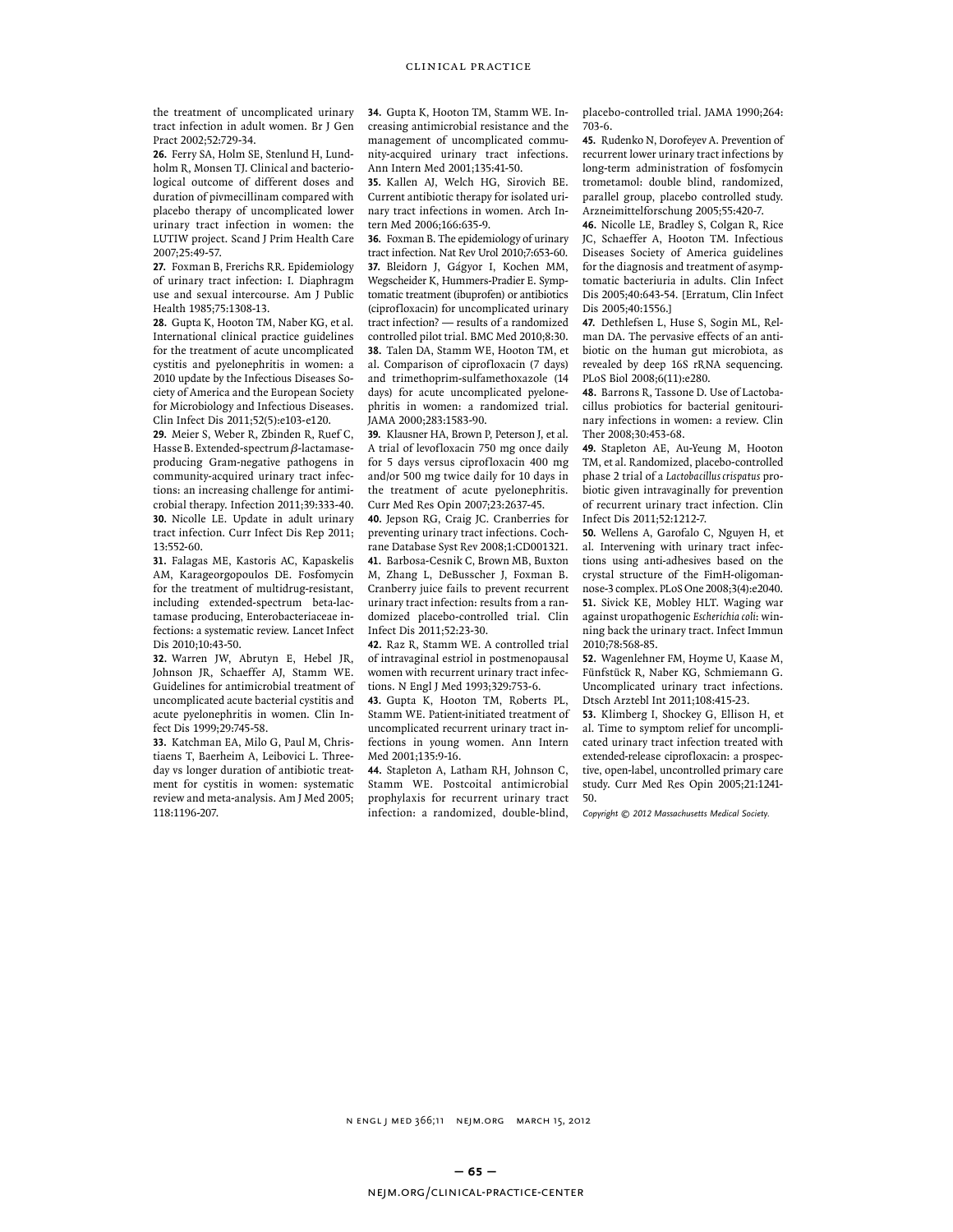the treatment of uncomplicated urinary tract infection in adult women. Br J Gen Pract 2002;52:729-34.

**26.** Ferry SA, Holm SE, Stenlund H, Lundholm R, Monsen TJ. Clinical and bacteriological outcome of different doses and duration of pivmecillinam compared with placebo therapy of uncomplicated lower urinary tract infection in women: the LUTIW project. Scand J Prim Health Care 2007;25:49-57.

**27.** Foxman B, Frerichs RR. Epidemiology of urinary tract infection: I. Diaphragm use and sexual intercourse. Am J Public Health 1985;75:1308-13.

**28.** Gupta K, Hooton TM, Naber KG, et al. International clinical practice guidelines for the treatment of acute uncomplicated cystitis and pyelonephritis in women: a 2010 update by the Infectious Diseases Society of America and the European Society for Microbiology and Infectious Diseases. Clin Infect Dis 2011;52(5):e103-e120.

**29.** Meier S, Weber R, Zbinden R, Ruef C, Hasse B. Extended-spectrum β-lactamase-producing Gram-negative pathogens in community-acquired urinary tract infections: an increasing challenge for antimicrobial therapy. Infection 2011;39:333-40.

**30.** Nicolle LE. Update in adult urinary tract infection. Curr Infect Dis Rep 2011; 13:552-60.

**31.** Falagas ME, Kastoris AC, Kapaskelis AM, Karageorgopoulos DE. Fosfomycin for the treatment of multidrug-resistant, including extended-spectrum beta-lactamase producing, Enterobacteriaceae infections: a systematic review. Lancet Infect Dis 2010;10:43-50.

**32.** Warren JW, Abrutyn E, Hebel JR, Johnson JR, Schaeffer AJ, Stamm WE. Guidelines for antimicrobial treatment of uncomplicated acute bacterial cystitis and acute pyelonephritis in women. Clin Infect Dis 1999;29:745-58.

**33.** Katchman EA, Milo G, Paul M, Christiaens T, Baerheim A, Leibovici L. Three-day vs longer duration of antibiotic treatment for cystitis in women: systematic review and meta-analysis. Am J Med 2005; 118:1196-207.

**34.** Gupta K, Hooton TM, Stamm WE. Increasing antimicrobial resistance and the management of uncomplicated community-acquired urinary tract infections. Ann Intern Med 2001;135:41-50.

**35.** Kallen AJ, Welch HG, Sirovich BE. Current antibiotic therapy for isolated urinary tract infections in women. Arch Intern Med 2006;166:635-9.

**36.** Foxman B. The epidemiology of urinary tract infection. Nat Rev Urol 2010;7:653-60.

**37.** Bleidorn J, Gágyor I, Kochen MM, Wegscheider K, Hummers-Pradier E. Symptomatic treatment (ibuprofen) or antibiotics (ciprofloxacin) for uncomplicated urinary tract infection? — results of a randomized controlled pilot trial. BMC Med 2010;8:30.

**38.** Talen DA, Stamm WE, Hooton TM, et al. Comparison of ciprofloxacin (7 days) and trimethoprim-sulfamethoxazole (14 days) for acute uncomplicated pyelonephritis in women: a randomized trial. JAMA 2000;283:1583-90.

**39.** Klausner HA, Brown P, Peterson J, et al. A trial of levofloxacin 750 mg once daily for 5 days versus ciprofloxacin 400 mg and/or 500 mg twice daily for 10 days in the treatment of acute pyelonephritis. Curr Med Res Opin 2007;23:2637-45.

**40.** Jepson RG, Craig JC. Cranberries for preventing urinary tract infections. Cochrane Database Syst Rev 2008;1:CD001321.

**41.** Barbosa-Cesnik C, Brown MB, Buxton M, Zhang L, DeBusscher J, Foxman B. Cranberry juice fails to prevent recurrent urinary tract infection: results from a randomized placebo-controlled trial. Clin Infect Dis 2011;52:23-30.

**42.** Raz R, Stamm WE. A controlled trial of intravaginal estriol in postmenopausal women with recurrent urinary tract infections. N Engl J Med 1993;329:753-6.

**43.** Gupta K, Hooton TM, Roberts PL, Stamm WE. Patient-initiated treatment of uncomplicated recurrent urinary tract infections in young women. Ann Intern Med 2001;135:9-16.

**44.** Stapleton A, Latham RH, Johnson C, Stamm WE. Postcoital antimicrobial prophylaxis for recurrent urinary tract infection: a randomized, double-blind, placebo-controlled trial. JAMA 1990;264: 703-6.

**45.** Rudenko N, Dorofeyev A. Prevention of recurrent lower urinary tract infections by long-term administration of fosfomycin trometamol: double blind, randomized, parallel group, placebo controlled study. Arzneimittelforschung 2005;55:420-7.

**46.** Nicolle LE, Bradley S, Colgan R, Rice JC, Schaeffer A, Hooton TM. Infectious Diseases Society of America guidelines for the diagnosis and treatment of asymptomatic bacteriuria in adults. Clin Infect Dis 2005;40:643-54. [Erratum, Clin Infect Dis 2005;40:1556.]

**47.** Dethlefsen L, Huse S, Sogin ML, Relman DA. The pervasive effects of an antibiotic on the human gut microbiota, as revealed by deep 16S rRNA sequencing. PLoS Biol 2008;6(11):e280.

**48.** Barrons R, Tassone D. Use of Lactobacillus probiotics for bacterial genitourinary infections in women: a review. Clin Ther 2008;30:453-68.

**49.** Stapleton AE, Au-Yeung M, Hooton TM, et al. Randomized, placebo-controlled phase 2 trial of a *Lactobacillus crispatus* probiotic given intravaginally for prevention of recurrent urinary tract infection. Clin Infect Dis 2011;52:1212-7.

**50.** Wellens A, Garofalo C, Nguyen H, et al. Intervening with urinary tract infections using anti-adhesives based on the crystal structure of the FimH-oligomannose-3 complex. PLoS One 2008;3(4):e2040.

**51.** Sivick KE, Mobley HLT. Waging war against uropathogenic *Escherichia coli*: winning back the urinary tract. Infect Immun 2010;78:568-85.

**52.** Wagenlehner FM, Hoyme U, Kaase M, Fünfstück R, Naber KG, Schmiemann G. Uncomplicated urinary tract infections. Dtsch Arztebl Int 2011;108:415-23.

**53.** Klimberg I, Shockey G, Ellison H, et al. Time to symptom relief for uncomplicated urinary tract infection treated with extended-release ciprofloxacin: a prospective, open-label, uncontrolled primary care study. Curr Med Res Opin 2005;21:1241-50.

*Copyright © 2012 Massachusetts Medical Society.*